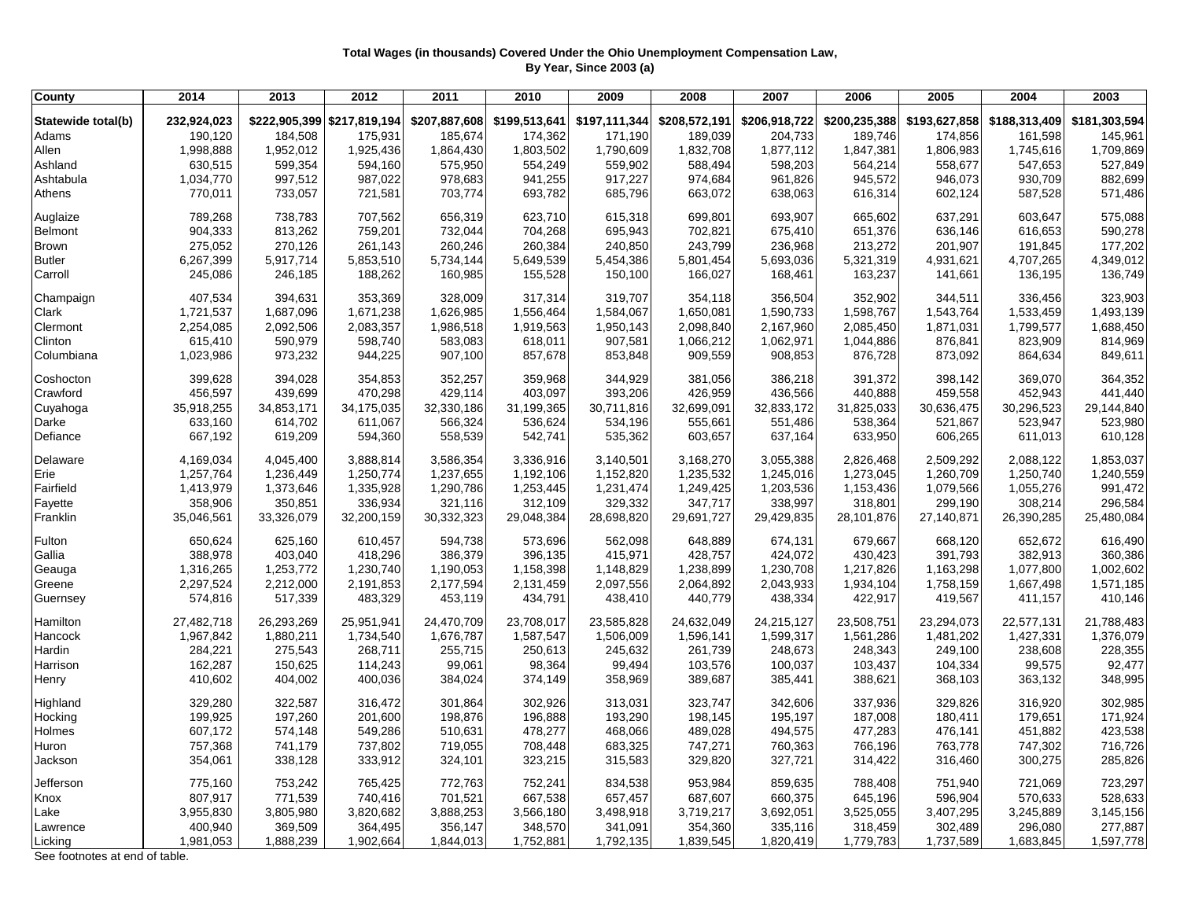**Total Wages (in thousands) Covered Under the Ohio Unemployment Compensation Law, By Year, Since 2003 (a)**

| County | 2014 | 2013 | 2012 | 2011 | 2010 | 2009 | 2008 | 2007 | 2006 | 2005 | 2004 | 2003 |
|---|---|---|---|---|---|---|---|---|---|---|---|---|
| **Statewide total(b)** | **232,924,023** | **$222,905,399** | **$217,819,194** | **$207,887,608** | **$199,513,641** | **$197,111,344** | **$208,572,191** | **$206,918,722** | **$200,235,388** | **$193,627,858** | **$188,313,409** | **$181,303,594** |
| Adams | 190,120 | 184,508 | 175,931 | 185,674 | 174,362 | 171,190 | 189,039 | 204,733 | 189,746 | 174,856 | 161,598 | 145,961 |
| Allen | 1,998,888 | 1,952,012 | 1,925,436 | 1,864,430 | 1,803,502 | 1,790,609 | 1,832,708 | 1,877,112 | 1,847,381 | 1,806,983 | 1,745,616 | 1,709,869 |
| Ashland | 630,515 | 599,354 | 594,160 | 575,950 | 554,249 | 559,902 | 588,494 | 598,203 | 564,214 | 558,677 | 547,653 | 527,849 |
| Ashtabula | 1,034,770 | 997,512 | 987,022 | 978,683 | 941,255 | 917,227 | 974,684 | 961,826 | 945,572 | 946,073 | 930,709 | 882,699 |
| Athens | 770,011 | 733,057 | 721,581 | 703,774 | 693,782 | 685,796 | 663,072 | 638,063 | 616,314 | 602,124 | 587,528 | 571,486 |
| Auglaize | 789,268 | 738,783 | 707,562 | 656,319 | 623,710 | 615,318 | 699,801 | 693,907 | 665,602 | 637,291 | 603,647 | 575,088 |
| Belmont | 904,333 | 813,262 | 759,201 | 732,044 | 704,268 | 695,943 | 702,821 | 675,410 | 651,376 | 636,146 | 616,653 | 590,278 |
| Brown | 275,052 | 270,126 | 261,143 | 260,246 | 260,384 | 240,850 | 243,799 | 236,968 | 213,272 | 201,907 | 191,845 | 177,202 |
| Butler | 6,267,399 | 5,917,714 | 5,853,510 | 5,734,144 | 5,649,539 | 5,454,386 | 5,801,454 | 5,693,036 | 5,321,319 | 4,931,621 | 4,707,265 | 4,349,012 |
| Carroll | 245,086 | 246,185 | 188,262 | 160,985 | 155,528 | 150,100 | 166,027 | 168,461 | 163,237 | 141,661 | 136,195 | 136,749 |
| Champaign | 407,534 | 394,631 | 353,369 | 328,009 | 317,314 | 319,707 | 354,118 | 356,504 | 352,902 | 344,511 | 336,456 | 323,903 |
| Clark | 1,721,537 | 1,687,096 | 1,671,238 | 1,626,985 | 1,556,464 | 1,584,067 | 1,650,081 | 1,590,733 | 1,598,767 | 1,543,764 | 1,533,459 | 1,493,139 |
| Clermont | 2,254,085 | 2,092,506 | 2,083,357 | 1,986,518 | 1,919,563 | 1,950,143 | 2,098,840 | 2,167,960 | 2,085,450 | 1,871,031 | 1,799,577 | 1,688,450 |
| Clinton | 615,410 | 590,979 | 598,740 | 583,083 | 618,011 | 907,581 | 1,066,212 | 1,062,971 | 1,044,886 | 876,841 | 823,909 | 814,969 |
| Columbiana | 1,023,986 | 973,232 | 944,225 | 907,100 | 857,678 | 853,848 | 909,559 | 908,853 | 876,728 | 873,092 | 864,634 | 849,611 |
| Coshocton | 399,628 | 394,028 | 354,853 | 352,257 | 359,968 | 344,929 | 381,056 | 386,218 | 391,372 | 398,142 | 369,070 | 364,352 |
| Crawford | 456,597 | 439,699 | 470,298 | 429,114 | 403,097 | 393,206 | 426,959 | 436,566 | 440,888 | 459,558 | 452,943 | 441,440 |
| Cuyahoga | 35,918,255 | 34,853,171 | 34,175,035 | 32,330,186 | 31,199,365 | 30,711,816 | 32,699,091 | 32,833,172 | 31,825,033 | 30,636,475 | 30,296,523 | 29,144,840 |
| Darke | 633,160 | 614,702 | 611,067 | 566,324 | 536,624 | 534,196 | 555,661 | 551,486 | 538,364 | 521,867 | 523,947 | 523,980 |
| Defiance | 667,192 | 619,209 | 594,360 | 558,539 | 542,741 | 535,362 | 603,657 | 637,164 | 633,950 | 606,265 | 611,013 | 610,128 |
| Delaware | 4,169,034 | 4,045,400 | 3,888,814 | 3,586,354 | 3,336,916 | 3,140,501 | 3,168,270 | 3,055,388 | 2,826,468 | 2,509,292 | 2,088,122 | 1,853,037 |
| Erie | 1,257,764 | 1,236,449 | 1,250,774 | 1,237,655 | 1,192,106 | 1,152,820 | 1,235,532 | 1,245,016 | 1,273,045 | 1,260,709 | 1,250,740 | 1,240,559 |
| Fairfield | 1,413,979 | 1,373,646 | 1,335,928 | 1,290,786 | 1,253,445 | 1,231,474 | 1,249,425 | 1,203,536 | 1,153,436 | 1,079,566 | 1,055,276 | 991,472 |
| Fayette | 358,906 | 350,851 | 336,934 | 321,116 | 312,109 | 329,332 | 347,717 | 338,997 | 318,801 | 299,190 | 308,214 | 296,584 |
| Franklin | 35,046,561 | 33,326,079 | 32,200,159 | 30,332,323 | 29,048,384 | 28,698,820 | 29,691,727 | 29,429,835 | 28,101,876 | 27,140,871 | 26,390,285 | 25,480,084 |
| Fulton | 650,624 | 625,160 | 610,457 | 594,738 | 573,696 | 562,098 | 648,889 | 674,131 | 679,667 | 668,120 | 652,672 | 616,490 |
| Gallia | 388,978 | 403,040 | 418,296 | 386,379 | 396,135 | 415,971 | 428,757 | 424,072 | 430,423 | 391,793 | 382,913 | 360,386 |
| Geauga | 1,316,265 | 1,253,772 | 1,230,740 | 1,190,053 | 1,158,398 | 1,148,829 | 1,238,899 | 1,230,708 | 1,217,826 | 1,163,298 | 1,077,800 | 1,002,602 |
| Greene | 2,297,524 | 2,212,000 | 2,191,853 | 2,177,594 | 2,131,459 | 2,097,556 | 2,064,892 | 2,043,933 | 1,934,104 | 1,758,159 | 1,667,498 | 1,571,185 |
| Guernsey | 574,816 | 517,339 | 483,329 | 453,119 | 434,791 | 438,410 | 440,779 | 438,334 | 422,917 | 419,567 | 411,157 | 410,146 |
| Hamilton | 27,482,718 | 26,293,269 | 25,951,941 | 24,470,709 | 23,708,017 | 23,585,828 | 24,632,049 | 24,215,127 | 23,508,751 | 23,294,073 | 22,577,131 | 21,788,483 |
| Hancock | 1,967,842 | 1,880,211 | 1,734,540 | 1,676,787 | 1,587,547 | 1,506,009 | 1,596,141 | 1,599,317 | 1,561,286 | 1,481,202 | 1,427,331 | 1,376,079 |
| Hardin | 284,221 | 275,543 | 268,711 | 255,715 | 250,613 | 245,632 | 261,739 | 248,673 | 248,343 | 249,100 | 238,608 | 228,355 |
| Harrison | 162,287 | 150,625 | 114,243 | 99,061 | 98,364 | 99,494 | 103,576 | 100,037 | 103,437 | 104,334 | 99,575 | 92,477 |
| Henry | 410,602 | 404,002 | 400,036 | 384,024 | 374,149 | 358,969 | 389,687 | 385,441 | 388,621 | 368,103 | 363,132 | 348,995 |
| Highland | 329,280 | 322,587 | 316,472 | 301,864 | 302,926 | 313,031 | 323,747 | 342,606 | 337,936 | 329,826 | 316,920 | 302,985 |
| Hocking | 199,925 | 197,260 | 201,600 | 198,876 | 196,888 | 193,290 | 198,145 | 195,197 | 187,008 | 180,411 | 179,651 | 171,924 |
| Holmes | 607,172 | 574,148 | 549,286 | 510,631 | 478,277 | 468,066 | 489,028 | 494,575 | 477,283 | 476,141 | 451,882 | 423,538 |
| Huron | 757,368 | 741,179 | 737,802 | 719,055 | 708,448 | 683,325 | 747,271 | 760,363 | 766,196 | 763,778 | 747,302 | 716,726 |
| Jackson | 354,061 | 338,128 | 333,912 | 324,101 | 323,215 | 315,583 | 329,820 | 327,721 | 314,422 | 316,460 | 300,275 | 285,826 |
| Jefferson | 775,160 | 753,242 | 765,425 | 772,763 | 752,241 | 834,538 | 953,984 | 859,635 | 788,408 | 751,940 | 721,069 | 723,297 |
| Knox | 807,917 | 771,539 | 740,416 | 701,521 | 667,538 | 657,457 | 687,607 | 660,375 | 645,196 | 596,904 | 570,633 | 528,633 |
| Lake | 3,955,830 | 3,805,980 | 3,820,682 | 3,888,253 | 3,566,180 | 3,498,918 | 3,719,217 | 3,692,051 | 3,525,055 | 3,407,295 | 3,245,889 | 3,145,156 |
| Lawrence | 400,940 | 369,509 | 364,495 | 356,147 | 348,570 | 341,091 | 354,360 | 335,116 | 318,459 | 302,489 | 296,080 | 277,887 |
| Licking | 1,981,053 | 1,888,239 | 1,902,664 | 1,844,013 | 1,752,881 | 1,792,135 | 1,839,545 | 1,820,419 | 1,779,783 | 1,737,589 | 1,683,845 | 1,597,778 |

See footnotes at end of table.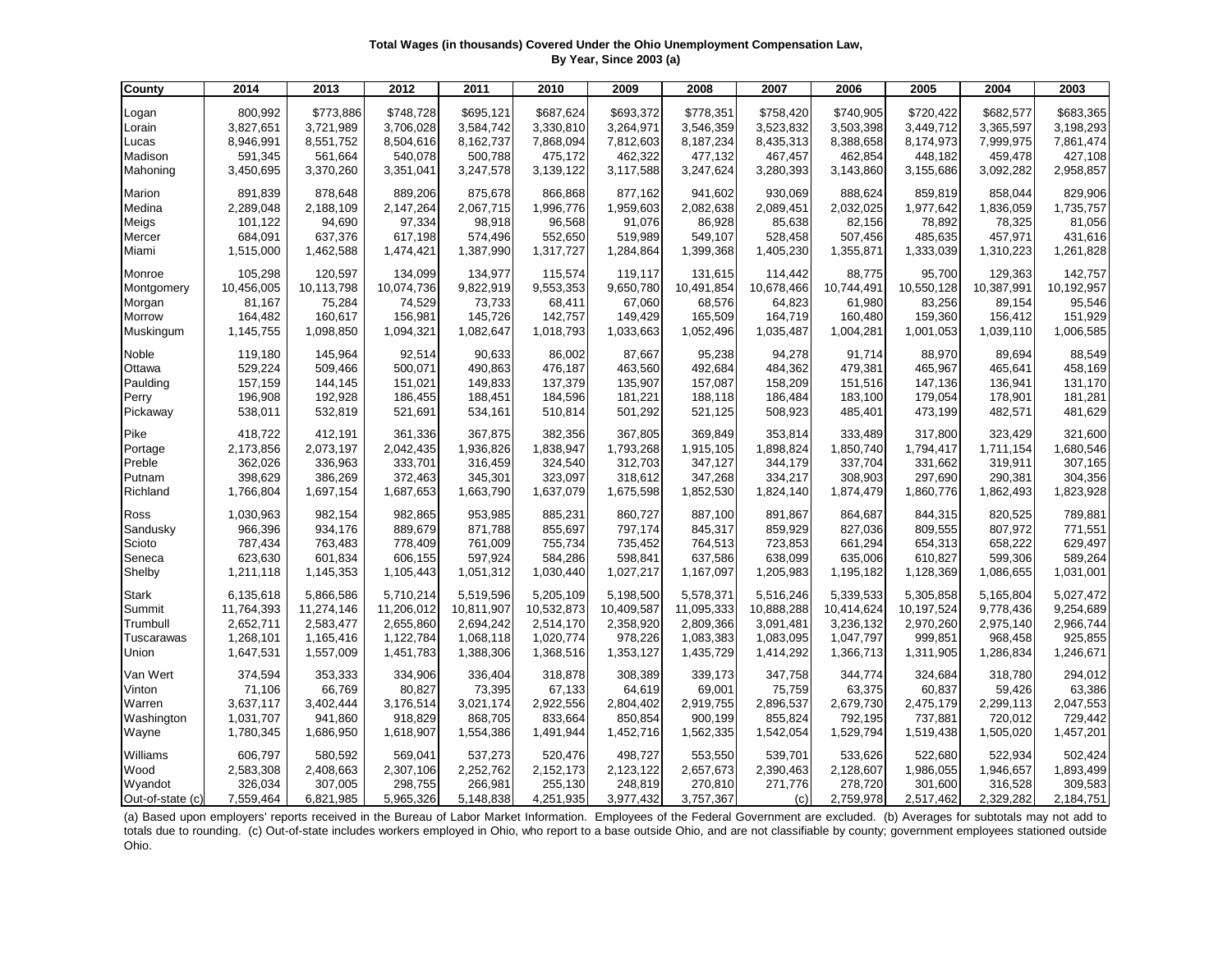**Total Wages (in thousands) Covered Under the Ohio Unemployment Compensation Law, By Year, Since 2003 (a)**

| County | 2014 | 2013 | 2012 | 2011 | 2010 | 2009 | 2008 | 2007 | 2006 | 2005 | 2004 | 2003 |
|---|---|---|---|---|---|---|---|---|---|---|---|---|
| Logan | 800,992 | $773,886 | $748,728 | $695,121 | $687,624 | $693,372 | $778,351 | $758,420 | $740,905 | $720,422 | $682,577 | $683,365 |
| Lorain | 3,827,651 | 3,721,989 | 3,706,028 | 3,584,742 | 3,330,810 | 3,264,971 | 3,546,359 | 3,523,832 | 3,503,398 | 3,449,712 | 3,365,597 | 3,198,293 |
| Lucas | 8,946,991 | 8,551,752 | 8,504,616 | 8,162,737 | 7,868,094 | 7,812,603 | 8,187,234 | 8,435,313 | 8,388,658 | 8,174,973 | 7,999,975 | 7,861,474 |
| Madison | 591,345 | 561,664 | 540,078 | 500,788 | 475,172 | 462,322 | 477,132 | 467,457 | 462,854 | 448,182 | 459,478 | 427,108 |
| Mahoning | 3,450,695 | 3,370,260 | 3,351,041 | 3,247,578 | 3,139,122 | 3,117,588 | 3,247,624 | 3,280,393 | 3,143,860 | 3,155,686 | 3,092,282 | 2,958,857 |
| Marion | 891,839 | 878,648 | 889,206 | 875,678 | 866,868 | 877,162 | 941,602 | 930,069 | 888,624 | 859,819 | 858,044 | 829,906 |
| Medina | 2,289,048 | 2,188,109 | 2,147,264 | 2,067,715 | 1,996,776 | 1,959,603 | 2,082,638 | 2,089,451 | 2,032,025 | 1,977,642 | 1,836,059 | 1,735,757 |
| Meigs | 101,122 | 94,690 | 97,334 | 98,918 | 96,568 | 91,076 | 86,928 | 85,638 | 82,156 | 78,892 | 78,325 | 81,056 |
| Mercer | 684,091 | 637,376 | 617,198 | 574,496 | 552,650 | 519,989 | 549,107 | 528,458 | 507,456 | 485,635 | 457,971 | 431,616 |
| Miami | 1,515,000 | 1,462,588 | 1,474,421 | 1,387,990 | 1,317,727 | 1,284,864 | 1,399,368 | 1,405,230 | 1,355,871 | 1,333,039 | 1,310,223 | 1,261,828 |
| Monroe | 105,298 | 120,597 | 134,099 | 134,977 | 115,574 | 119,117 | 131,615 | 114,442 | 88,775 | 95,700 | 129,363 | 142,757 |
| Montgomery | 10,456,005 | 10,113,798 | 10,074,736 | 9,822,919 | 9,553,353 | 9,650,780 | 10,491,854 | 10,678,466 | 10,744,491 | 10,550,128 | 10,387,991 | 10,192,957 |
| Morgan | 81,167 | 75,284 | 74,529 | 73,733 | 68,411 | 67,060 | 68,576 | 64,823 | 61,980 | 83,256 | 89,154 | 95,546 |
| Morrow | 164,482 | 160,617 | 156,981 | 145,726 | 142,757 | 149,429 | 165,509 | 164,719 | 160,480 | 159,360 | 156,412 | 151,929 |
| Muskingum | 1,145,755 | 1,098,850 | 1,094,321 | 1,082,647 | 1,018,793 | 1,033,663 | 1,052,496 | 1,035,487 | 1,004,281 | 1,001,053 | 1,039,110 | 1,006,585 |
| Noble | 119,180 | 145,964 | 92,514 | 90,633 | 86,002 | 87,667 | 95,238 | 94,278 | 91,714 | 88,970 | 89,694 | 88,549 |
| Ottawa | 529,224 | 509,466 | 500,071 | 490,863 | 476,187 | 463,560 | 492,684 | 484,362 | 479,381 | 465,967 | 465,641 | 458,169 |
| Paulding | 157,159 | 144,145 | 151,021 | 149,833 | 137,379 | 135,907 | 157,087 | 158,209 | 151,516 | 147,136 | 136,941 | 131,170 |
| Perry | 196,908 | 192,928 | 186,455 | 188,451 | 184,596 | 181,221 | 188,118 | 186,484 | 183,100 | 179,054 | 178,901 | 181,281 |
| Pickaway | 538,011 | 532,819 | 521,691 | 534,161 | 510,814 | 501,292 | 521,125 | 508,923 | 485,401 | 473,199 | 482,571 | 481,629 |
| Pike | 418,722 | 412,191 | 361,336 | 367,875 | 382,356 | 367,805 | 369,849 | 353,814 | 333,489 | 317,800 | 323,429 | 321,600 |
| Portage | 2,173,856 | 2,073,197 | 2,042,435 | 1,936,826 | 1,838,947 | 1,793,268 | 1,915,105 | 1,898,824 | 1,850,740 | 1,794,417 | 1,711,154 | 1,680,546 |
| Preble | 362,026 | 336,963 | 333,701 | 316,459 | 324,540 | 312,703 | 347,127 | 344,179 | 337,704 | 331,662 | 319,911 | 307,165 |
| Putnam | 398,629 | 386,269 | 372,463 | 345,301 | 323,097 | 318,612 | 347,268 | 334,217 | 308,903 | 297,690 | 290,381 | 304,356 |
| Richland | 1,766,804 | 1,697,154 | 1,687,653 | 1,663,790 | 1,637,079 | 1,675,598 | 1,852,530 | 1,824,140 | 1,874,479 | 1,860,776 | 1,862,493 | 1,823,928 |
| Ross | 1,030,963 | 982,154 | 982,865 | 953,985 | 885,231 | 860,727 | 887,100 | 891,867 | 864,687 | 844,315 | 820,525 | 789,881 |
| Sandusky | 966,396 | 934,176 | 889,679 | 871,788 | 855,697 | 797,174 | 845,317 | 859,929 | 827,036 | 809,555 | 807,972 | 771,551 |
| Scioto | 787,434 | 763,483 | 778,409 | 761,009 | 755,734 | 735,452 | 764,513 | 723,853 | 661,294 | 654,313 | 658,222 | 629,497 |
| Seneca | 623,630 | 601,834 | 606,155 | 597,924 | 584,286 | 598,841 | 637,586 | 638,099 | 635,006 | 610,827 | 599,306 | 589,264 |
| Shelby | 1,211,118 | 1,145,353 | 1,105,443 | 1,051,312 | 1,030,440 | 1,027,217 | 1,167,097 | 1,205,983 | 1,195,182 | 1,128,369 | 1,086,655 | 1,031,001 |
| Stark | 6,135,618 | 5,866,586 | 5,710,214 | 5,519,596 | 5,205,109 | 5,198,500 | 5,578,371 | 5,516,246 | 5,339,533 | 5,305,858 | 5,165,804 | 5,027,472 |
| Summit | 11,764,393 | 11,274,146 | 11,206,012 | 10,811,907 | 10,532,873 | 10,409,587 | 11,095,333 | 10,888,288 | 10,414,624 | 10,197,524 | 9,778,436 | 9,254,689 |
| Trumbull | 2,652,711 | 2,583,477 | 2,655,860 | 2,694,242 | 2,514,170 | 2,358,920 | 2,809,366 | 3,091,481 | 3,236,132 | 2,970,260 | 2,975,140 | 2,966,744 |
| Tuscarawas | 1,268,101 | 1,165,416 | 1,122,784 | 1,068,118 | 1,020,774 | 978,226 | 1,083,383 | 1,083,095 | 1,047,797 | 999,851 | 968,458 | 925,855 |
| Union | 1,647,531 | 1,557,009 | 1,451,783 | 1,388,306 | 1,368,516 | 1,353,127 | 1,435,729 | 1,414,292 | 1,366,713 | 1,311,905 | 1,286,834 | 1,246,671 |
| Van Wert | 374,594 | 353,333 | 334,906 | 336,404 | 318,878 | 308,389 | 339,173 | 347,758 | 344,774 | 324,684 | 318,780 | 294,012 |
| Vinton | 71,106 | 66,769 | 80,827 | 73,395 | 67,133 | 64,619 | 69,001 | 75,759 | 63,375 | 60,837 | 59,426 | 63,386 |
| Warren | 3,637,117 | 3,402,444 | 3,176,514 | 3,021,174 | 2,922,556 | 2,804,402 | 2,919,755 | 2,896,537 | 2,679,730 | 2,475,179 | 2,299,113 | 2,047,553 |
| Washington | 1,031,707 | 941,860 | 918,829 | 868,705 | 833,664 | 850,854 | 900,199 | 855,824 | 792,195 | 737,881 | 720,012 | 729,442 |
| Wayne | 1,780,345 | 1,686,950 | 1,618,907 | 1,554,386 | 1,491,944 | 1,452,716 | 1,562,335 | 1,542,054 | 1,529,794 | 1,519,438 | 1,505,020 | 1,457,201 |
| Williams | 606,797 | 580,592 | 569,041 | 537,273 | 520,476 | 498,727 | 553,550 | 539,701 | 533,626 | 522,680 | 522,934 | 502,424 |
| Wood | 2,583,308 | 2,408,663 | 2,307,106 | 2,252,762 | 2,152,173 | 2,123,122 | 2,657,673 | 2,390,463 | 2,128,607 | 1,986,055 | 1,946,657 | 1,893,499 |
| Wyandot | 326,034 | 307,005 | 298,755 | 266,981 | 255,130 | 248,819 | 270,810 | 271,776 | 278,720 | 301,600 | 316,528 | 309,583 |
| Out-of-state (c) | 7,559,464 | 6,821,985 | 5,965,326 | 5,148,838 | 4,251,935 | 3,977,432 | 3,757,367 | (c) | 2,759,978 | 2,517,462 | 2,329,282 | 2,184,751 |

(a) Based upon employers' reports received in the Bureau of Labor Market Information. Employees of the Federal Government are excluded. (b) Averages for subtotals may not add to totals due to rounding. (c) Out-of-state includes workers employed in Ohio, who report to a base outside Ohio, and are not classifiable by county; government employees stationed outside Ohio.